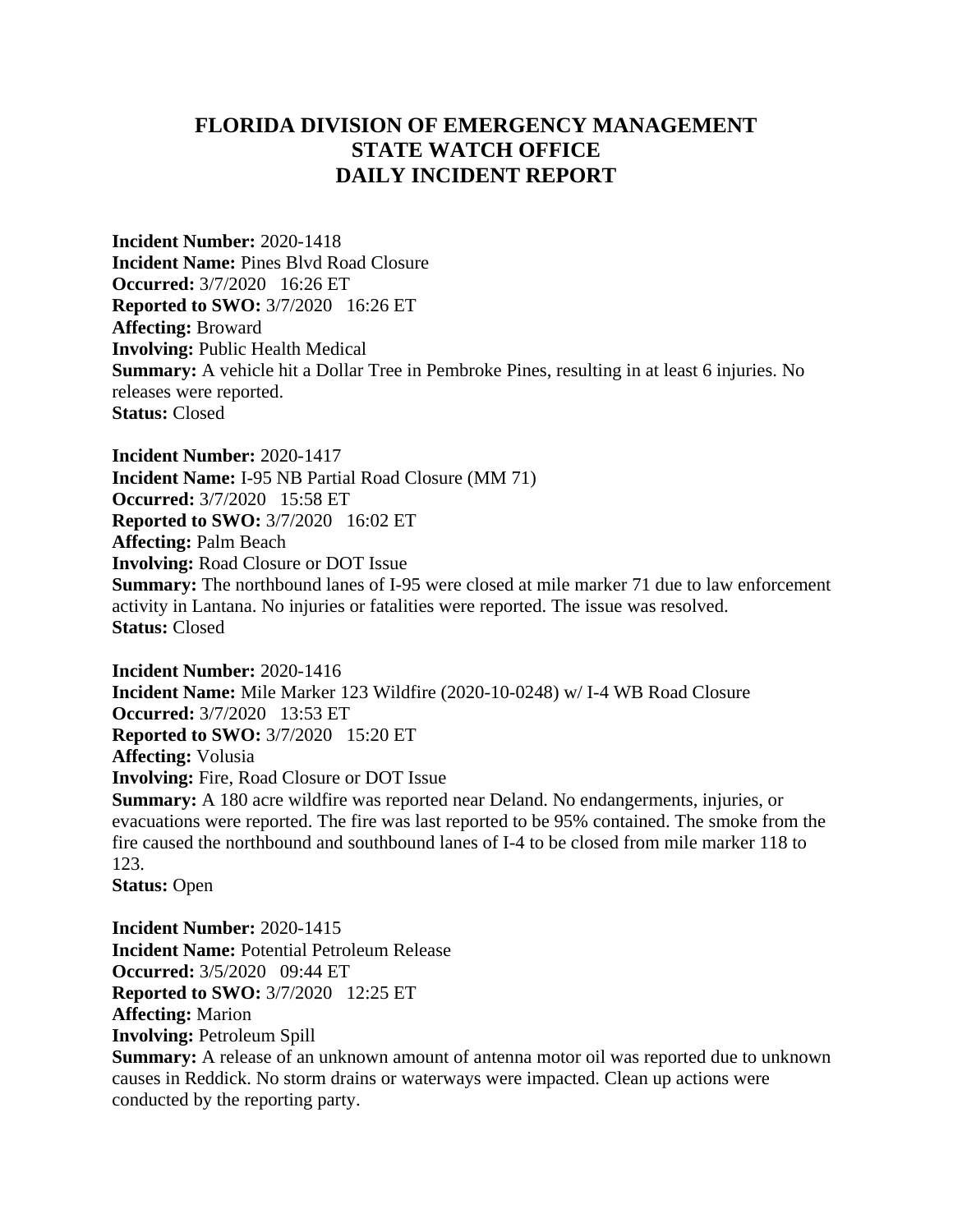# FLORIDA DIVISION OF EMERGENCY MANAGEMENT
# STATE WATCH OFFICE
# DAILY INCIDENT REPORT

**Incident Number:** 2020-1418
**Incident Name:** Pines Blvd Road Closure
**Occurred:** 3/7/2020 16:26 ET
**Reported to SWO:** 3/7/2020 16:26 ET
**Affecting:** Broward
**Involving:** Public Health Medical
**Summary:** A vehicle hit a Dollar Tree in Pembroke Pines, resulting in at least 6 injuries. No releases were reported.
**Status:** Closed

**Incident Number:** 2020-1417
**Incident Name:** I-95 NB Partial Road Closure (MM 71)
**Occurred:** 3/7/2020 15:58 ET
**Reported to SWO:** 3/7/2020 16:02 ET
**Affecting:** Palm Beach
**Involving:** Road Closure or DOT Issue
**Summary:** The northbound lanes of I-95 were closed at mile marker 71 due to law enforcement activity in Lantana. No injuries or fatalities were reported. The issue was resolved.
**Status:** Closed

**Incident Number:** 2020-1416
**Incident Name:** Mile Marker 123 Wildfire (2020-10-0248) w/ I-4 WB Road Closure
**Occurred:** 3/7/2020 13:53 ET
**Reported to SWO:** 3/7/2020 15:20 ET
**Affecting:** Volusia
**Involving:** Fire, Road Closure or DOT Issue
**Summary:** A 180 acre wildfire was reported near Deland. No endangerments, injuries, or evacuations were reported. The fire was last reported to be 95% contained. The smoke from the fire caused the northbound and southbound lanes of I-4 to be closed from mile marker 118 to 123.
**Status:** Open

**Incident Number:** 2020-1415
**Incident Name:** Potential Petroleum Release
**Occurred:** 3/5/2020 09:44 ET
**Reported to SWO:** 3/7/2020 12:25 ET
**Affecting:** Marion
**Involving:** Petroleum Spill
**Summary:** A release of an unknown amount of antenna motor oil was reported due to unknown causes in Reddick. No storm drains or waterways were impacted. Clean up actions were conducted by the reporting party.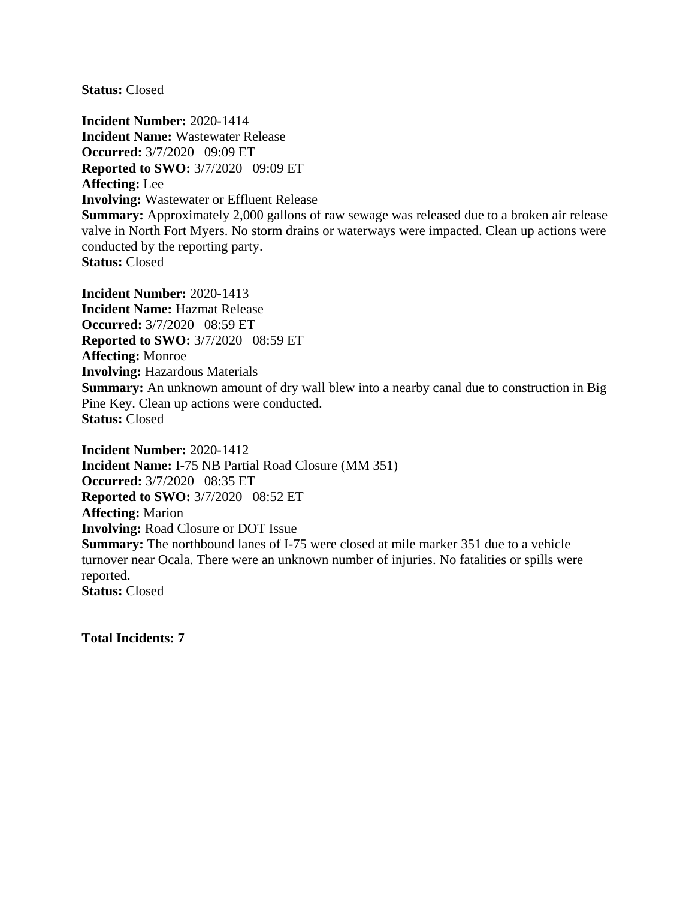**Status:** Closed

**Incident Number:** 2020-1414
**Incident Name:** Wastewater Release
**Occurred:** 3/7/2020 09:09 ET
**Reported to SWO:** 3/7/2020 09:09 ET
**Affecting:** Lee
**Involving:** Wastewater or Effluent Release
**Summary:** Approximately 2,000 gallons of raw sewage was released due to a broken air release valve in North Fort Myers. No storm drains or waterways were impacted. Clean up actions were conducted by the reporting party.
**Status:** Closed

**Incident Number:** 2020-1413
**Incident Name:** Hazmat Release
**Occurred:** 3/7/2020 08:59 ET
**Reported to SWO:** 3/7/2020 08:59 ET
**Affecting:** Monroe
**Involving:** Hazardous Materials
**Summary:** An unknown amount of dry wall blew into a nearby canal due to construction in Big Pine Key. Clean up actions were conducted.
**Status:** Closed

**Incident Number:** 2020-1412
**Incident Name:** I-75 NB Partial Road Closure (MM 351)
**Occurred:** 3/7/2020 08:35 ET
**Reported to SWO:** 3/7/2020 08:52 ET
**Affecting:** Marion
**Involving:** Road Closure or DOT Issue
**Summary:** The northbound lanes of I-75 were closed at mile marker 351 due to a vehicle turnover near Ocala. There were an unknown number of injuries. No fatalities or spills were reported.
**Status:** Closed

**Total Incidents: 7**